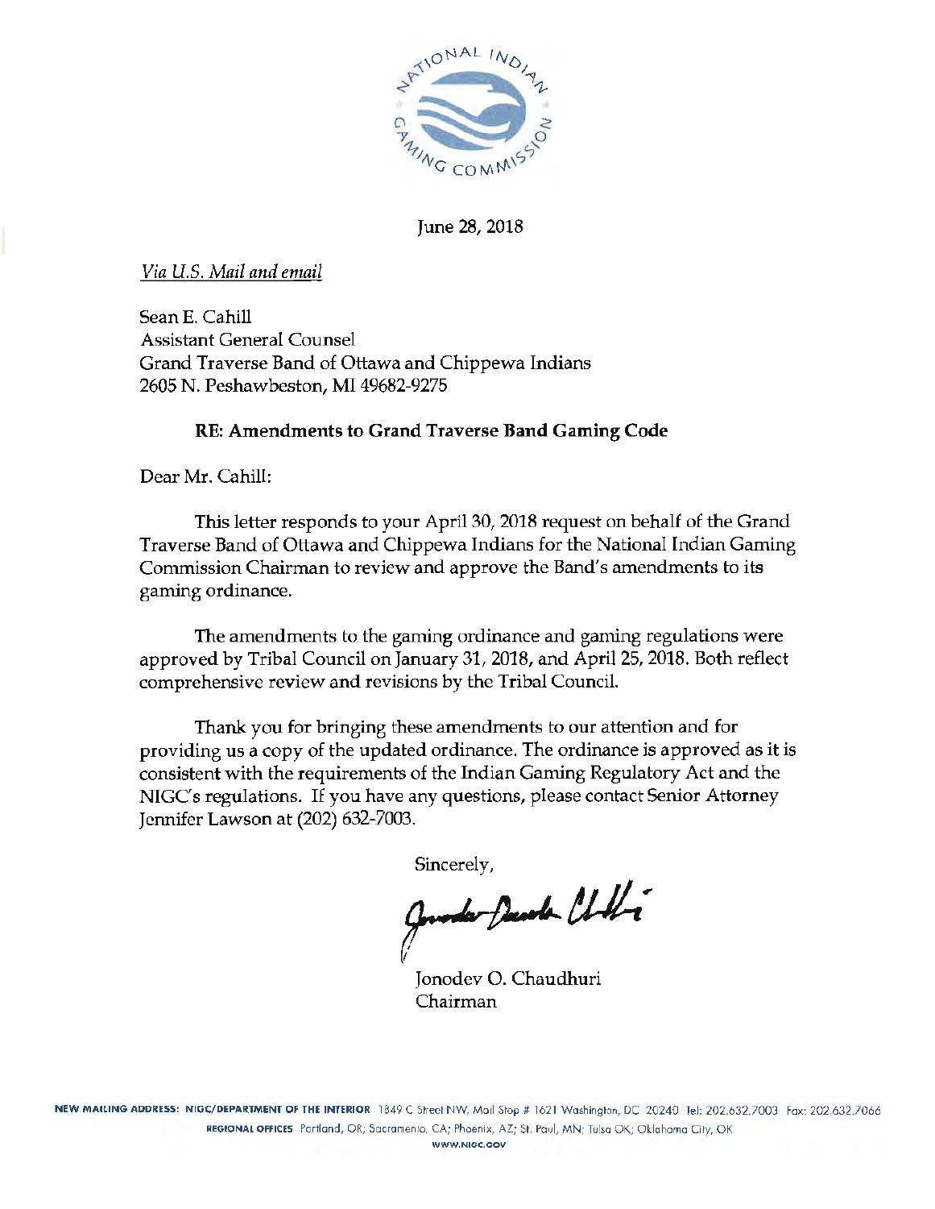June 28, 2018

*Via U.S. Mail and email*

Sean E. Cahill
Assistant General Counsel
Grand Traverse Band of Ottawa and Chippewa Indians
2605 N. Peshawbeston, MI 49682-9275

**RE: Amendments to Grand Traverse Band Gaming Code**

Dear Mr. Cahill:

This letter responds to your April 30, 2018 request on behalf of the Grand Traverse Band of Ottawa and Chippewa Indians for the National Indian Gaming Commission Chairman to review and approve the Band's amendments to its gaming ordinance.

The amendments to the gaming ordinance and gaming regulations were approved by Tribal Council on January 31, 2018, and April 25, 2018. Both reflect comprehensive review and revisions by the Tribal Council.

Thank you for bringing these amendments to our attention and for providing us a copy of the updated ordinance. The ordinance is approved as it is consistent with the requirements of the Indian Gaming Regulatory Act and the NIGC's regulations. If you have any questions, please contact Senior Attorney Jennifer Lawson at (202) 632-7003.

Sincerely,

Jonodev O. Chaudhuri
Chairman

NEW MAILING ADDRESS: NIGC/DEPARTMENT OF THE INTERIOR 1849 C Street NW, Mail Stop # 1621 Washington, DC 20240 Tel: 202.632.7003 Fax: 202.632.7066
REGIONAL OFFICES Portland, OR; Sacramento, CA; Phoenix, AZ; St. Paul, MN; Tulsa OK; Oklahoma City, OK
WWW.NIGC.GOV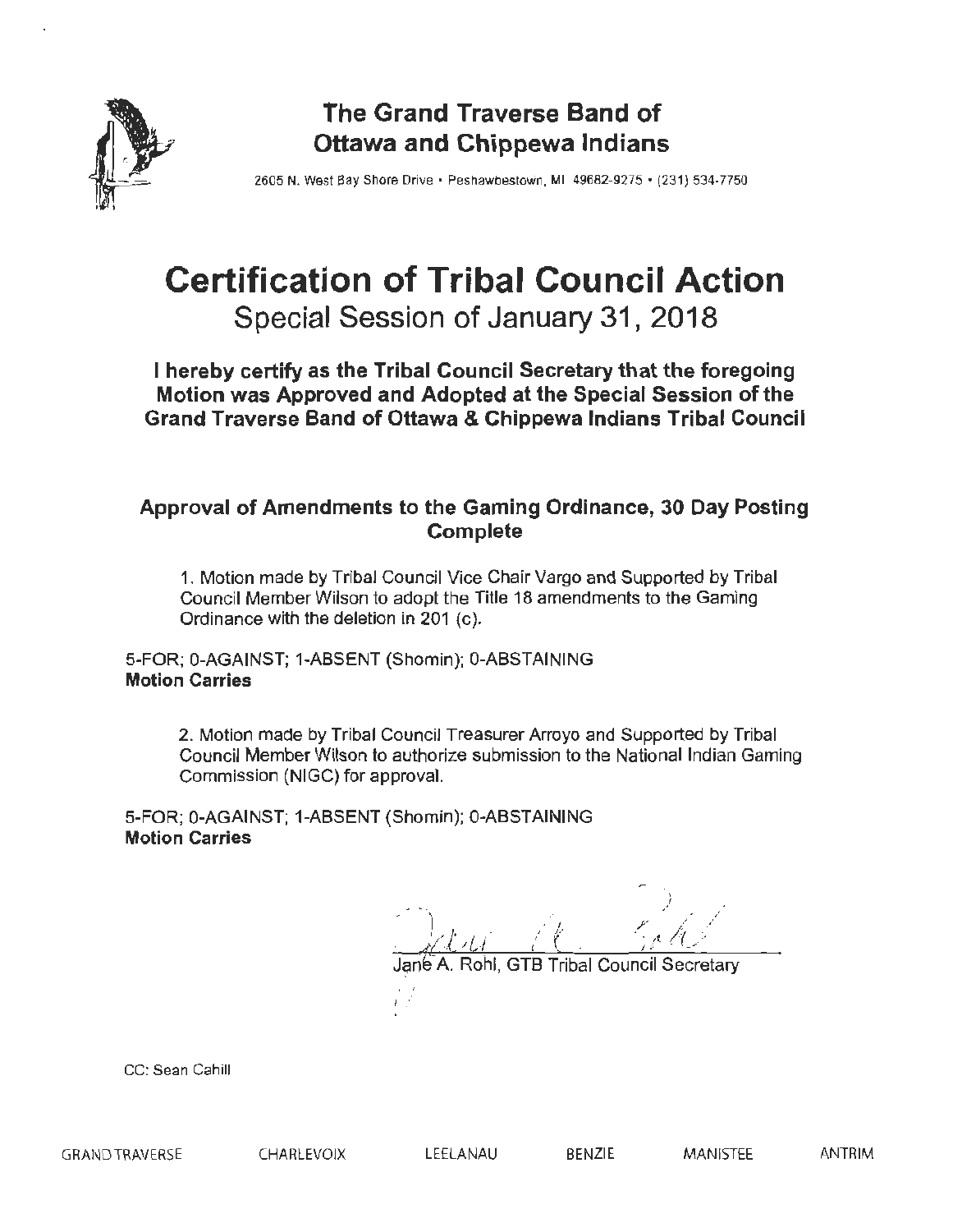# The Grand Traverse Band of Ottawa and Chippewa Indians

2605 N. West Bay Shore Drive • Peshawbestown, MI 49682-9275 • (231) 534-7750

# Certification of Tribal Council Action

## Special Session of January 31, 2018

**I hereby certify as the Tribal Council Secretary that the foregoing Motion was Approved and Adopted at the Special Session of the Grand Traverse Band of Ottawa & Chippewa Indians Tribal Council**

### Approval of Amendments to the Gaming Ordinance, 30 Day Posting Complete

1. Motion made by Tribal Council Vice Chair Vargo and Supported by Tribal Council Member Wilson to adopt the Title 18 amendments to the Gaming Ordinance with the deletion in 201 (c).

5-FOR; 0-AGAINST; 1-ABSENT (Shomin); 0-ABSTAINING
**Motion Carries**

2. Motion made by Tribal Council Treasurer Arroyo and Supported by Tribal Council Member Wilson to authorize submission to the National Indian Gaming Commission (NIGC) for approval.

5-FOR; 0-AGAINST; 1-ABSENT (Shomin); 0-ABSTAINING
**Motion Carries**

Jane A. Rohl, GTB Tribal Council Secretary

CC: Sean Cahill

GRAND TRAVERSE    CHARLEVOIX    LEELANAU    BENZIE    MANISTEE    ANTRIM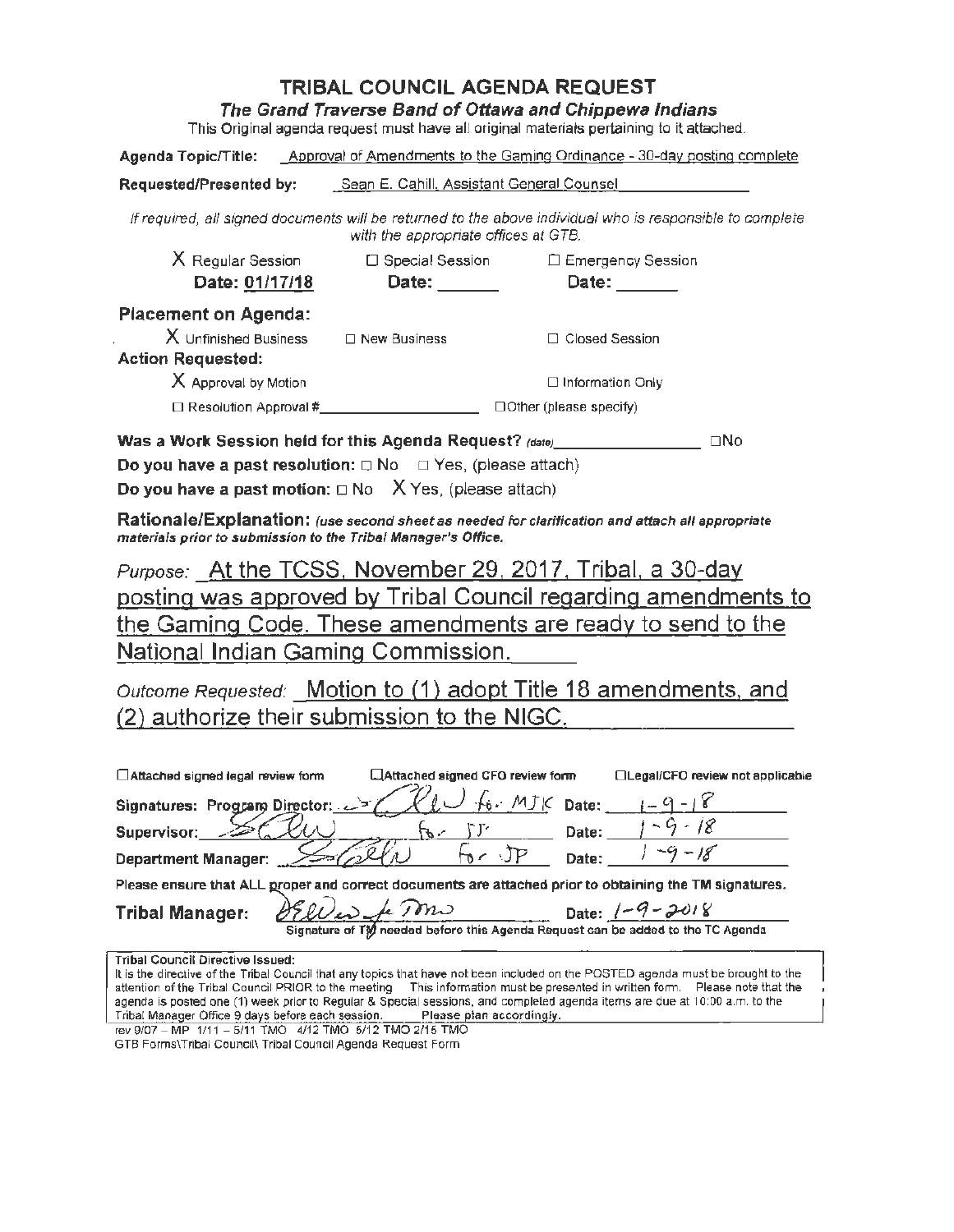# TRIBAL COUNCIL AGENDA REQUEST

### *The Grand Traverse Band of Ottawa and Chippewa Indians*

This Original agenda request must have all original materials pertaining to it attached.

**Agenda Topic/Title:** Approval of Amendments to the Gaming Ordinance - 30-day posting complete

**Requested/Presented by:** Sean E. Cahill, Assistant General Counsel

*If required, all signed documents will be returned to the above individual who is responsible to complete with the appropriate offices at GTB.*

X Regular Session **Date: 01/17/18** ☐ Special Session **Date: ______** ☐ Emergency Session **Date: ______**

**Placement on Agenda:**

X Unfinished Business ☐ New Business ☐ Closed Session

**Action Requested:**

X Approval by Motion ☐ Information Only

☐ Resolution Approval #__________ ☐Other (please specify)

**Was a Work Session held for this Agenda Request?** *(date)*__________ ☐No

**Do you have a past resolution:** ☐ No ☐ Yes, (please attach)

**Do you have a past motion:** ☐ No X Yes, (please attach)

**Rationale/Explanation:** *(use second sheet as needed for clarification and attach all appropriate materials prior to submission to the Tribal Manager's Office.*

*Purpose:* At the TCSS, November 29, 2017, Tribal, a 30-day posting was approved by Tribal Council regarding amendments to the Gaming Code. These amendments are ready to send to the National Indian Gaming Commission.

*Outcome Requested:* Motion to (1) adopt Title 18 amendments, and (2) authorize their submission to the NIGC.

☐Attached signed legal review form ☐Attached signed CFO review form ☐Legal/CFO review not applicable

**Signatures: Program Director:** [signature] for MJK **Date:** 1-9-18

**Supervisor:** [signature] for JP **Date:** 1-9-18

**Department Manager:** [signature] for JP **Date:** 1-9-18

Please ensure that ALL proper and correct documents are attached prior to obtaining the TM signatures.

**Tribal Manager:** [signature] for TMO **Date:** 1-9-2018

Signature of TM needed before this Agenda Request can be added to the TC Agenda

**Tribal Council Directive Issued:**
It is the directive of the Tribal Council that any topics that have not been included on the POSTED agenda must be brought to the attention of the Tribal Council PRIOR to the meeting. This information must be presented in written form. Please note that the agenda is posted one (1) week prior to Regular & Special sessions, and completed agenda items are due at 10:00 a.m. to the Tribal Manager Office 9 days before each session. **Please plan accordingly.**

rev 9/07 – MP 1/11 – 5/11 TMO 4/12 TMO 5/12 TMO 2/15 TMO
GTB Forms\Tribal Council\ Tribal Council Agenda Request Form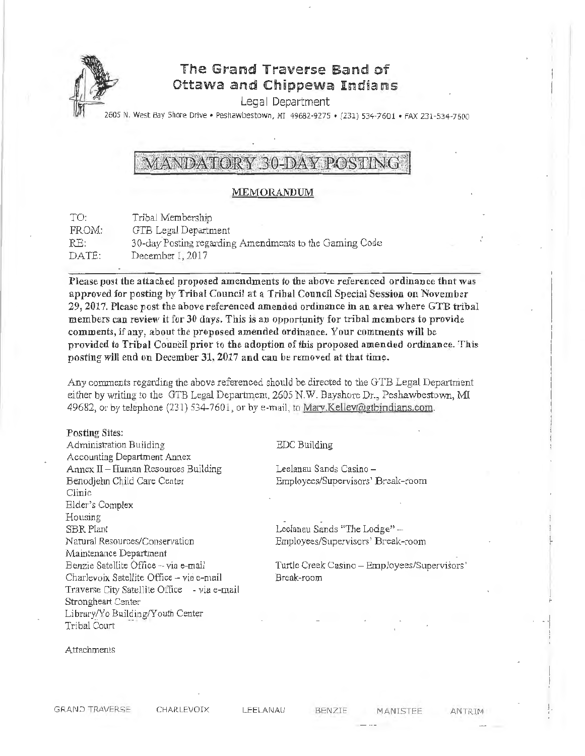# The Grand Traverse Band of Ottawa and Chippewa Indians

Legal Department

2605 N. West Bay Shore Drive • Peshawbestown, MI 49682-9275 • (231) 534-7601 • FAX 231-534-7600

## MANDATORY 30-DAY POSTING

### MEMORANDUM

| | |
|---|---|
| TO: | Tribal Membership |
| FROM: | GTB Legal Department |
| RE: | 30-day Posting regarding Amendments to the Gaming Code |
| DATE: | December 1, 2017 |

**Please post the attached proposed amendments to the above referenced ordinance that was approved for posting by Tribal Council at a Tribal Council Special Session on November 29, 2017. Please post the above referenced amended ordinance in an area where GTB tribal members can review it for 30 days. This is an opportunity for tribal members to provide comments, if any, about the proposed amended ordinance. Your comments will be provided to Tribal Council prior to the adoption of this proposed amended ordinance. This posting will end on December 31, 2017 and can be removed at that time.**

Any comments regarding the above referenced should be directed to the GTB Legal Department either by writing to the GTB Legal Department, 2605 N.W. Bayshore Dr., Peshawbestown, MI 49682, or by telephone (231) 534-7601, or by e-mail, to Mary.Kelley@gtbindians.com.

Posting Sites:

Administration Building
Accounting Department Annex
Annex II – Human Resources Building
Benodjehn Child Care Center
Clinic
Elder's Complex
Housing
SBR Plant
Natural Resources/Conservation
Maintenance Department
Benzie Satellite Office – via e-mail
Charlevoix Satellite Office – via e-mail
Traverse City Satellite Office - via e-mail
Strongheart Center
Library/Yo Building/Youth Center
Tribal Court

EDC Building

Leelanau Sands Casino – Employees/Supervisors' Break-room

Leelanau Sands "The Lodge" – Employees/Supervisors' Break-room

Turtle Creek Casino – Employees/Supervisors' Break-room

Attachments

GRAND TRAVERSE CHARLEVOIX LEELANAU BENZIE MANISTEE ANTRIM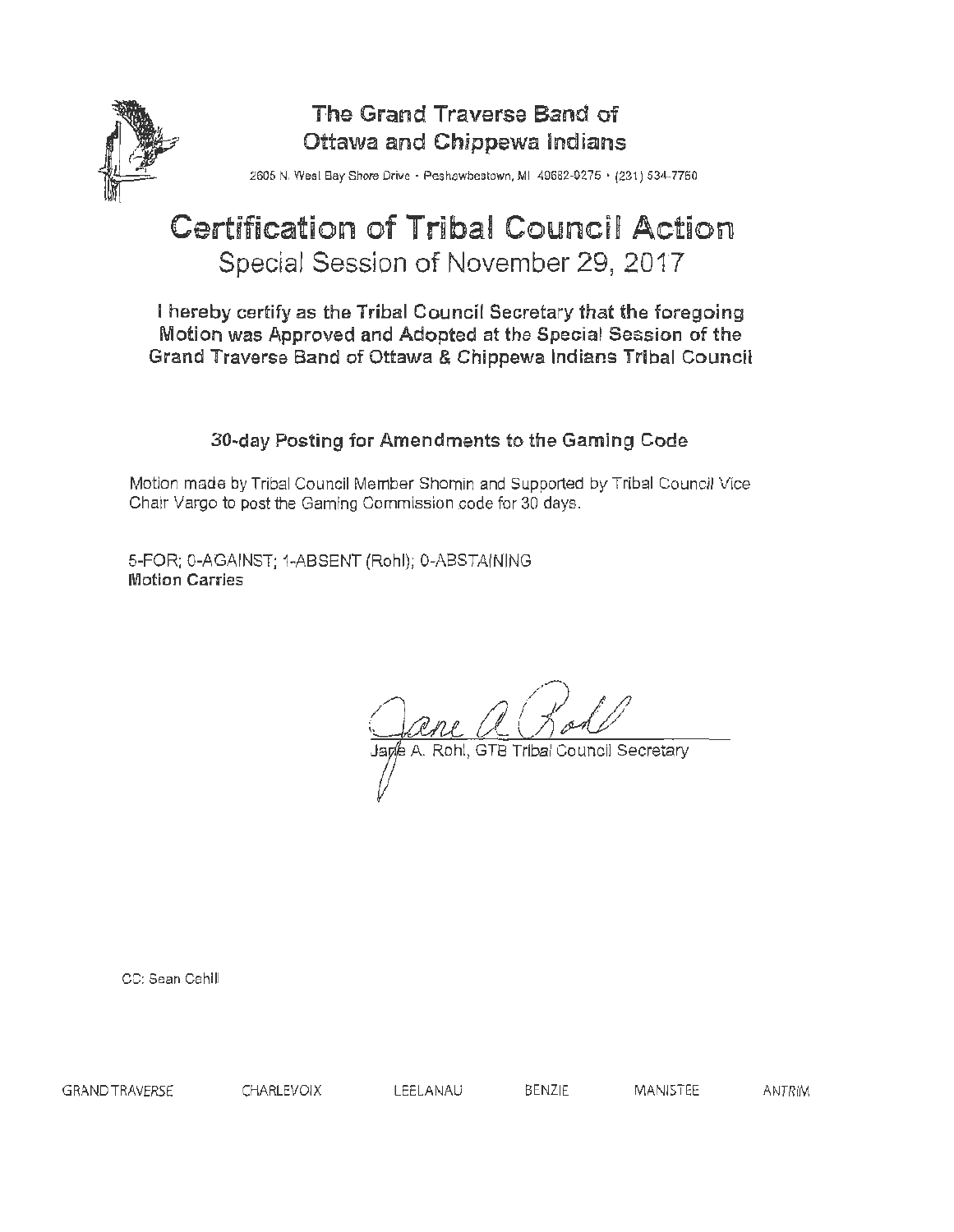# The Grand Traverse Band of Ottawa and Chippewa Indians

2605 N. West Bay Shore Drive • Peshawbestown, MI 49682-9275 • (231) 534-7750

# Certification of Tribal Council Action

## Special Session of November 29, 2017

**I hereby certify as the Tribal Council Secretary that the foregoing Motion was Approved and Adopted at the Special Session of the Grand Traverse Band of Ottawa & Chippewa Indians Tribal Council**

### 30-day Posting for Amendments to the Gaming Code

Motion made by Tribal Council Member Shomin and Supported by Tribal Council Vice Chair Vargo to post the Gaming Commission code for 30 days.

5-FOR; 0-AGAINST; 1-ABSENT (Rohl); 0-ABSTAINING
**Motion Carries**

Jane A. Rohl, GTB Tribal Council Secretary

CC: Sean Cahill

GRAND TRAVERSE CHARLEVOIX LEELANAU BENZIE MANISTEE ANTRIM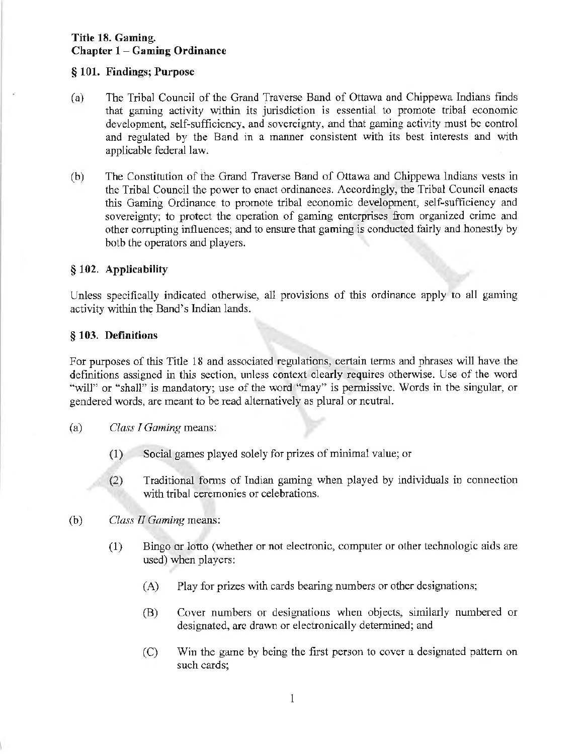**Title 18. Gaming.**
**Chapter 1 – Gaming Ordinance**

### § 101. Findings; Purpose

(a) The Tribal Council of the Grand Traverse Band of Ottawa and Chippewa Indians finds that gaming activity within its jurisdiction is essential to promote tribal economic development, self-sufficiency, and sovereignty, and that gaming activity must be control and regulated by the Band in a manner consistent with its best interests and with applicable federal law.

(b) The Constitution of the Grand Traverse Band of Ottawa and Chippewa Indians vests in the Tribal Council the power to enact ordinances. Accordingly, the Tribal Council enacts this Gaming Ordinance to promote tribal economic development, self-sufficiency and sovereignty; to protect the operation of gaming enterprises from organized crime and other corrupting influences; and to ensure that gaming is conducted fairly and honestly by both the operators and players.

### § 102. Applicability

Unless specifically indicated otherwise, all provisions of this ordinance apply to all gaming activity within the Band's Indian lands.

### § 103. Definitions

For purposes of this Title 18 and associated regulations, certain terms and phrases will have the definitions assigned in this section, unless context clearly requires otherwise. Use of the word "will" or "shall" is mandatory; use of the word "may" is permissive. Words in the singular, or gendered words, are meant to be read alternatively as plural or neutral.

(a) *Class I Gaming* means:

  (1) Social games played solely for prizes of minimal value; or

  (2) Traditional forms of Indian gaming when played by individuals in connection with tribal ceremonies or celebrations.

(b) *Class II Gaming* means:

  (1) Bingo or lotto (whether or not electronic, computer or other technologic aids are used) when players:

    (A) Play for prizes with cards bearing numbers or other designations;

    (B) Cover numbers or designations when objects, similarly numbered or designated, are drawn or electronically determined; and

    (C) Win the game by being the first person to cover a designated pattern on such cards;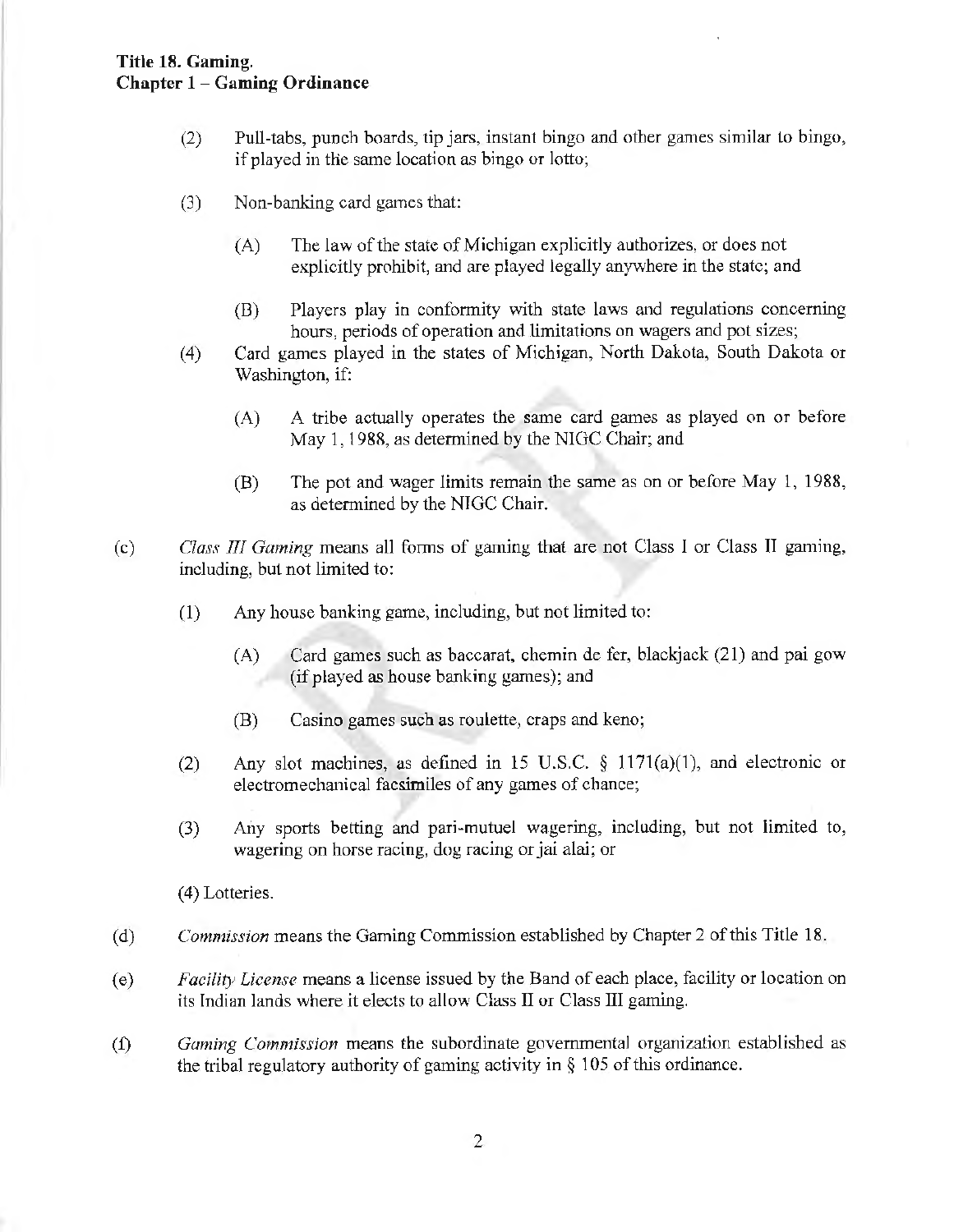**Title 18. Gaming.**
**Chapter 1 – Gaming Ordinance**

(2) Pull-tabs, punch boards, tip jars, instant bingo and other games similar to bingo, if played in the same location as bingo or lotto;

(3) Non-banking card games that:

(A) The law of the state of Michigan explicitly authorizes, or does not explicitly prohibit, and are played legally anywhere in the state; and

(B) Players play in conformity with state laws and regulations concerning hours, periods of operation and limitations on wagers and pot sizes;

(4) Card games played in the states of Michigan, North Dakota, South Dakota or Washington, if:

(A) A tribe actually operates the same card games as played on or before May 1, 1988, as determined by the NIGC Chair; and

(B) The pot and wager limits remain the same as on or before May 1, 1988, as determined by the NIGC Chair.

(c) *Class III Gaming* means all forms of gaming that are not Class I or Class II gaming, including, but not limited to:

(1) Any house banking game, including, but not limited to:

(A) Card games such as baccarat, chemin de fer, blackjack (21) and pai gow (if played as house banking games); and

(B) Casino games such as roulette, craps and keno;

(2) Any slot machines, as defined in 15 U.S.C. § 1171(a)(1), and electronic or electromechanical facsimiles of any games of chance;

(3) Any sports betting and pari-mutuel wagering, including, but not limited to, wagering on horse racing, dog racing or jai alai; or

(4) Lotteries.

(d) *Commission* means the Gaming Commission established by Chapter 2 of this Title 18.

(e) *Facility License* means a license issued by the Band of each place, facility or location on its Indian lands where it elects to allow Class II or Class III gaming.

(f) *Gaming Commission* means the subordinate governmental organization established as the tribal regulatory authority of gaming activity in § 105 of this ordinance.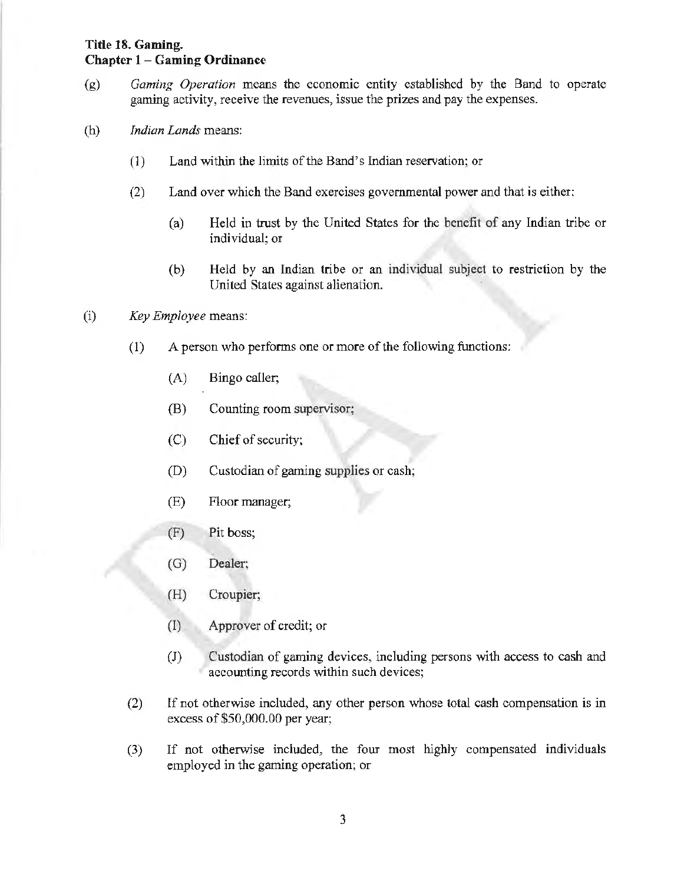(g) *Gaming Operation* means the economic entity established by the Band to operate gaming activity, receive the revenues, issue the prizes and pay the expenses.

(h) *Indian Lands* means:

   (1) Land within the limits of the Band's Indian reservation; or

   (2) Land over which the Band exercises governmental power and that is either:

      (a) Held in trust by the United States for the benefit of any Indian tribe or individual; or

      (b) Held by an Indian tribe or an individual subject to restriction by the United States against alienation.

(i) *Key Employee* means:

   (1) A person who performs one or more of the following functions:

      (A) Bingo caller;

      (B) Counting room supervisor;

      (C) Chief of security;

      (D) Custodian of gaming supplies or cash;

      (E) Floor manager;

      (F) Pit boss;

      (G) Dealer;

      (H) Croupier;

      (I) Approver of credit; or

      (J) Custodian of gaming devices, including persons with access to cash and accounting records within such devices;

   (2) If not otherwise included, any other person whose total cash compensation is in excess of $50,000.00 per year;

   (3) If not otherwise included, the four most highly compensated individuals employed in the gaming operation; or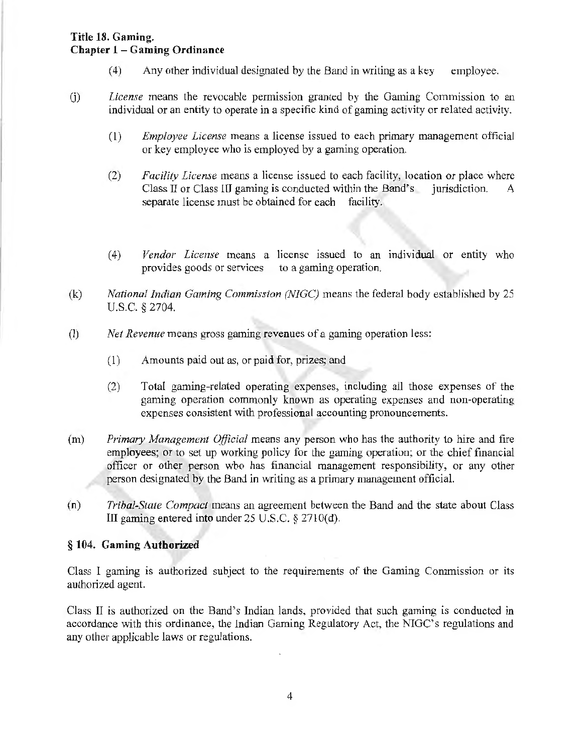(4) Any other individual designated by the Band in writing as a key employee.

(j) *License* means the revocable permission granted by the Gaming Commission to an individual or an entity to operate in a specific kind of gaming activity or related activity.

(1) *Employee License* means a license issued to each primary management official or key employee who is employed by a gaming operation.

(2) *Facility License* means a license issued to each facility, location or place where Class II or Class III gaming is conducted within the Band's jurisdiction. A separate license must be obtained for each facility.

(4) *Vendor License* means a license issued to an individual or entity who provides goods or services to a gaming operation.

(k) *National Indian Gaming Commission (NIGC)* means the federal body established by 25 U.S.C. § 2704.

(l) *Net Revenue* means gross gaming revenues of a gaming operation less:

(1) Amounts paid out as, or paid for, prizes; and

(2) Total gaming-related operating expenses, including all those expenses of the gaming operation commonly known as operating expenses and non-operating expenses consistent with professional accounting pronouncements.

(m) *Primary Management Official* means any person who has the authority to hire and fire employees; or to set up working policy for the gaming operation; or the chief financial officer or other person who has financial management responsibility, or any other person designated by the Band in writing as a primary management official.

(n) *Tribal-State Compact* means an agreement between the Band and the state about Class III gaming entered into under 25 U.S.C. § 2710(d).

## § 104. Gaming Authorized

Class I gaming is authorized subject to the requirements of the Gaming Commission or its authorized agent.

Class II is authorized on the Band's Indian lands, provided that such gaming is conducted in accordance with this ordinance, the Indian Gaming Regulatory Act, the NIGC's regulations and any other applicable laws or regulations.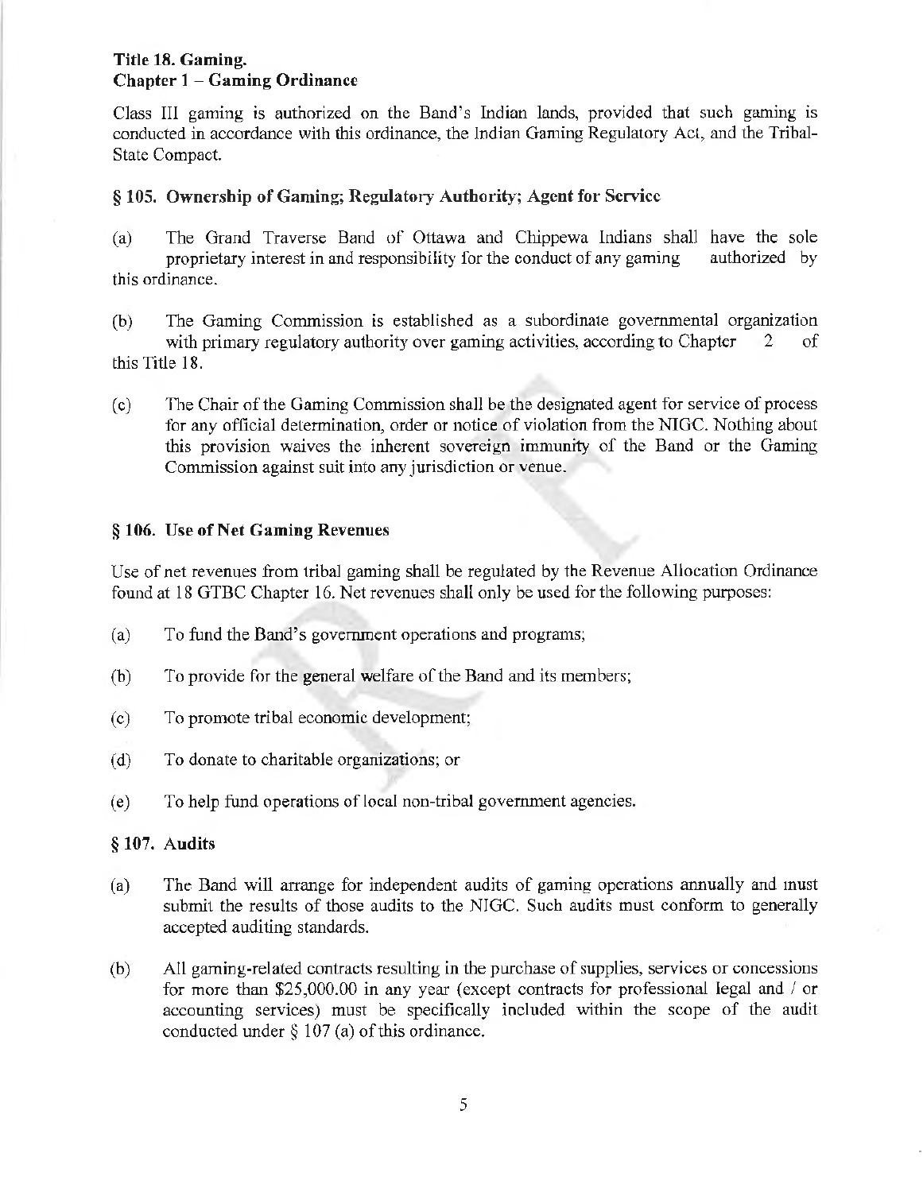**Title 18. Gaming.**
**Chapter 1 – Gaming Ordinance**

Class III gaming is authorized on the Band's Indian lands, provided that such gaming is conducted in accordance with this ordinance, the Indian Gaming Regulatory Act, and the Tribal-State Compact.

### § 105. Ownership of Gaming; Regulatory Authority; Agent for Service

(a) The Grand Traverse Band of Ottawa and Chippewa Indians shall have the sole proprietary interest in and responsibility for the conduct of any gaming authorized by this ordinance.

(b) The Gaming Commission is established as a subordinate governmental organization with primary regulatory authority over gaming activities, according to Chapter 2 of this Title 18.

(c) The Chair of the Gaming Commission shall be the designated agent for service of process for any official determination, order or notice of violation from the NIGC. Nothing about this provision waives the inherent sovereign immunity of the Band or the Gaming Commission against suit into any jurisdiction or venue.

### § 106. Use of Net Gaming Revenues

Use of net revenues from tribal gaming shall be regulated by the Revenue Allocation Ordinance found at 18 GTBC Chapter 16. Net revenues shall only be used for the following purposes:

(a) To fund the Band's government operations and programs;

(b) To provide for the general welfare of the Band and its members;

(c) To promote tribal economic development;

(d) To donate to charitable organizations; or

(e) To help fund operations of local non-tribal government agencies.

### § 107. Audits

(a) The Band will arrange for independent audits of gaming operations annually and must submit the results of those audits to the NIGC. Such audits must conform to generally accepted auditing standards.

(b) All gaming-related contracts resulting in the purchase of supplies, services or concessions for more than $25,000.00 in any year (except contracts for professional legal and / or accounting services) must be specifically included within the scope of the audit conducted under § 107 (a) of this ordinance.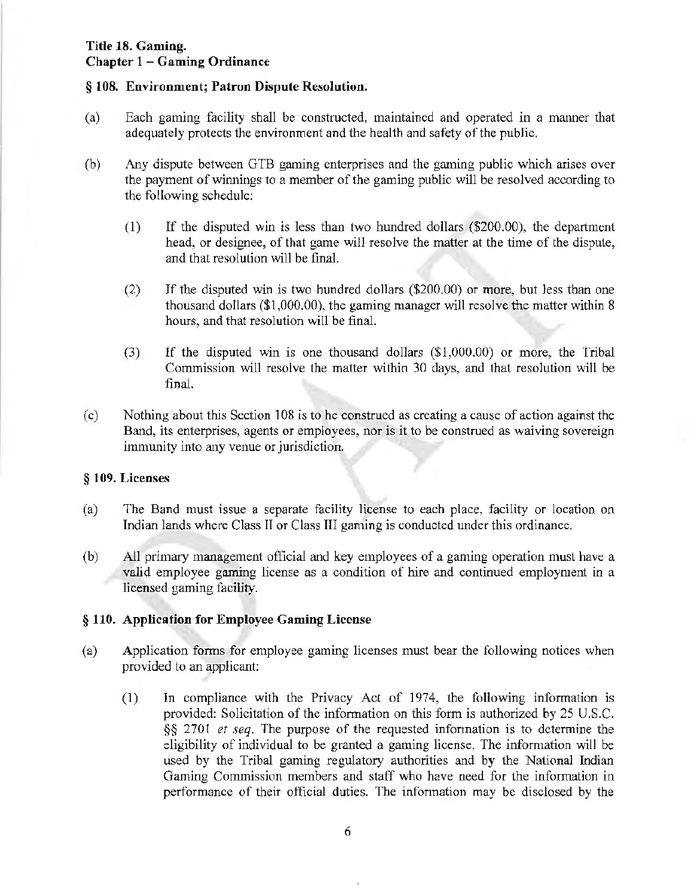**Title 18. Gaming.**
**Chapter 1 – Gaming Ordinance**

### § 108. Environment; Patron Dispute Resolution.

(a) Each gaming facility shall be constructed, maintained and operated in a manner that adequately protects the environment and the health and safety of the public.

(b) Any dispute between GTB gaming enterprises and the gaming public which arises over the payment of winnings to a member of the gaming public will be resolved according to the following schedule:

(1) If the disputed win is less than two hundred dollars ($200.00), the department head, or designee, of that game will resolve the matter at the time of the dispute, and that resolution will be final.

(2) If the disputed win is two hundred dollars ($200.00) or more, but less than one thousand dollars ($1,000.00), the gaming manager will resolve the matter within 8 hours, and that resolution will be final.

(3) If the disputed win is one thousand dollars ($1,000.00) or more, the Tribal Commission will resolve the matter within 30 days, and that resolution will be final.

(c) Nothing about this Section 108 is to be construed as creating a cause of action against the Band, its enterprises, agents or employees, nor is it to be construed as waiving sovereign immunity into any venue or jurisdiction.

### § 109. Licenses

(a) The Band must issue a separate facility license to each place, facility or location on Indian lands where Class II or Class III gaming is conducted under this ordinance.

(b) All primary management official and key employees of a gaming operation must have a valid employee gaming license as a condition of hire and continued employment in a licensed gaming facility.

### § 110. Application for Employee Gaming License

(a) Application forms for employee gaming licenses must bear the following notices when provided to an applicant:

(1) In compliance with the Privacy Act of 1974, the following information is provided: Solicitation of the information on this form is authorized by 25 U.S.C. §§ 2701 *et seq.* The purpose of the requested information is to determine the eligibility of individual to be granted a gaming license. The information will be used by the Tribal gaming regulatory authorities and by the National Indian Gaming Commission members and staff who have need for the information in performance of their official duties. The information may be disclosed by the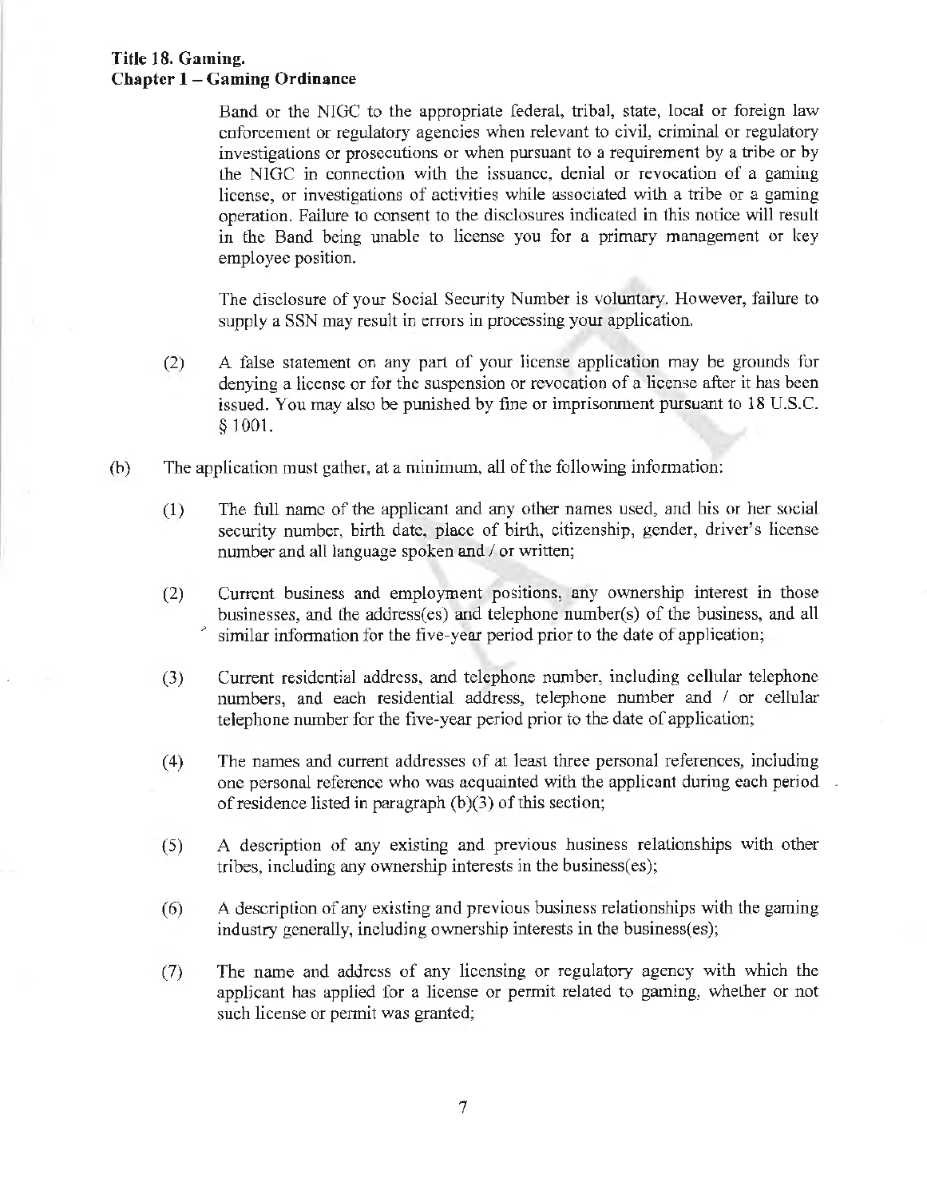Band or the NIGC to the appropriate federal, tribal, state, local or foreign law enforcement or regulatory agencies when relevant to civil, criminal or regulatory investigations or prosecutions or when pursuant to a requirement by a tribe or by the NIGC in connection with the issuance, denial or revocation of a gaming license, or investigations of activities while associated with a tribe or a gaming operation. Failure to consent to the disclosures indicated in this notice will result in the Band being unable to license you for a primary management or key employee position.

The disclosure of your Social Security Number is voluntary. However, failure to supply a SSN may result in errors in processing your application.

(2) A false statement on any part of your license application may be grounds for denying a license or for the suspension or revocation of a license after it has been issued. You may also be punished by fine or imprisonment pursuant to 18 U.S.C. § 1001.

(b) The application must gather, at a minimum, all of the following information:

(1) The full name of the applicant and any other names used, and his or her social security number, birth date, place of birth, citizenship, gender, driver's license number and all language spoken and / or written;

(2) Current business and employment positions, any ownership interest in those businesses, and the address(es) and telephone number(s) of the business, and all similar information for the five-year period prior to the date of application;

(3) Current residential address, and telephone number, including cellular telephone numbers, and each residential address, telephone number and / or cellular telephone number for the five-year period prior to the date of application;

(4) The names and current addresses of at least three personal references, including one personal reference who was acquainted with the applicant during each period of residence listed in paragraph (b)(3) of this section;

(5) A description of any existing and previous business relationships with other tribes, including any ownership interests in the business(es);

(6) A description of any existing and previous business relationships with the gaming industry generally, including ownership interests in the business(es);

(7) The name and address of any licensing or regulatory agency with which the applicant has applied for a license or permit related to gaming, whether or not such license or permit was granted;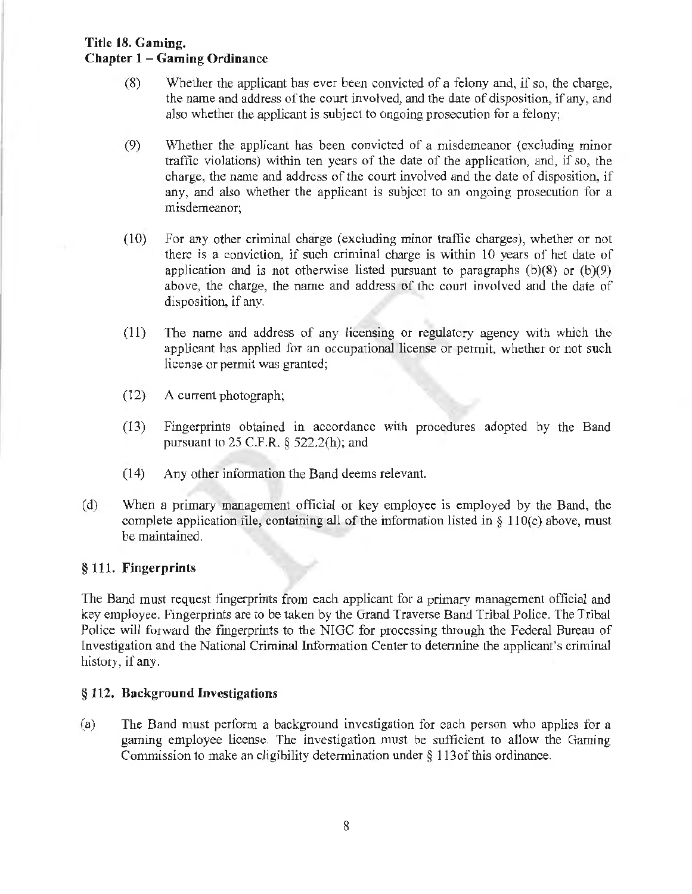(8) Whether the applicant has ever been convicted of a felony and, if so, the charge, the name and address of the court involved, and the date of disposition, if any, and also whether the applicant is subject to ongoing prosecution for a felony;

(9) Whether the applicant has been convicted of a misdemeanor (excluding minor traffic violations) within ten years of the date of the application, and, if so, the charge, the name and address of the court involved and the date of disposition, if any, and also whether the applicant is subject to an ongoing prosecution for a misdemeanor;

(10) For any other criminal charge (excluding minor traffic charges), whether or not there is a conviction, if such criminal charge is within 10 years of het date of application and is not otherwise listed pursuant to paragraphs (b)(8) or (b)(9) above, the charge, the name and address of the court involved and the date of disposition, if any.

(11) The name and address of any licensing or regulatory agency with which the applicant has applied for an occupational license or permit, whether or not such license or permit was granted;

(12) A current photograph;

(13) Fingerprints obtained in accordance with procedures adopted by the Band pursuant to 25 C.F.R. § 522.2(h); and

(14) Any other information the Band deems relevant.

(d) When a primary management official or key employee is employed by the Band, the complete application file, containing all of the information listed in § 110(c) above, must be maintained.

### § 111. Fingerprints

The Band must request fingerprints from each applicant for a primary management official and key employee. Fingerprints are to be taken by the Grand Traverse Band Tribal Police. The Tribal Police will forward the fingerprints to the NIGC for processing through the Federal Bureau of Investigation and the National Criminal Information Center to determine the applicant's criminal history, if any.

### § 112. Background Investigations

(a) The Band must perform a background investigation for each person who applies for a gaming employee license. The investigation must be sufficient to allow the Gaming Commission to make an eligibility determination under § 113of this ordinance.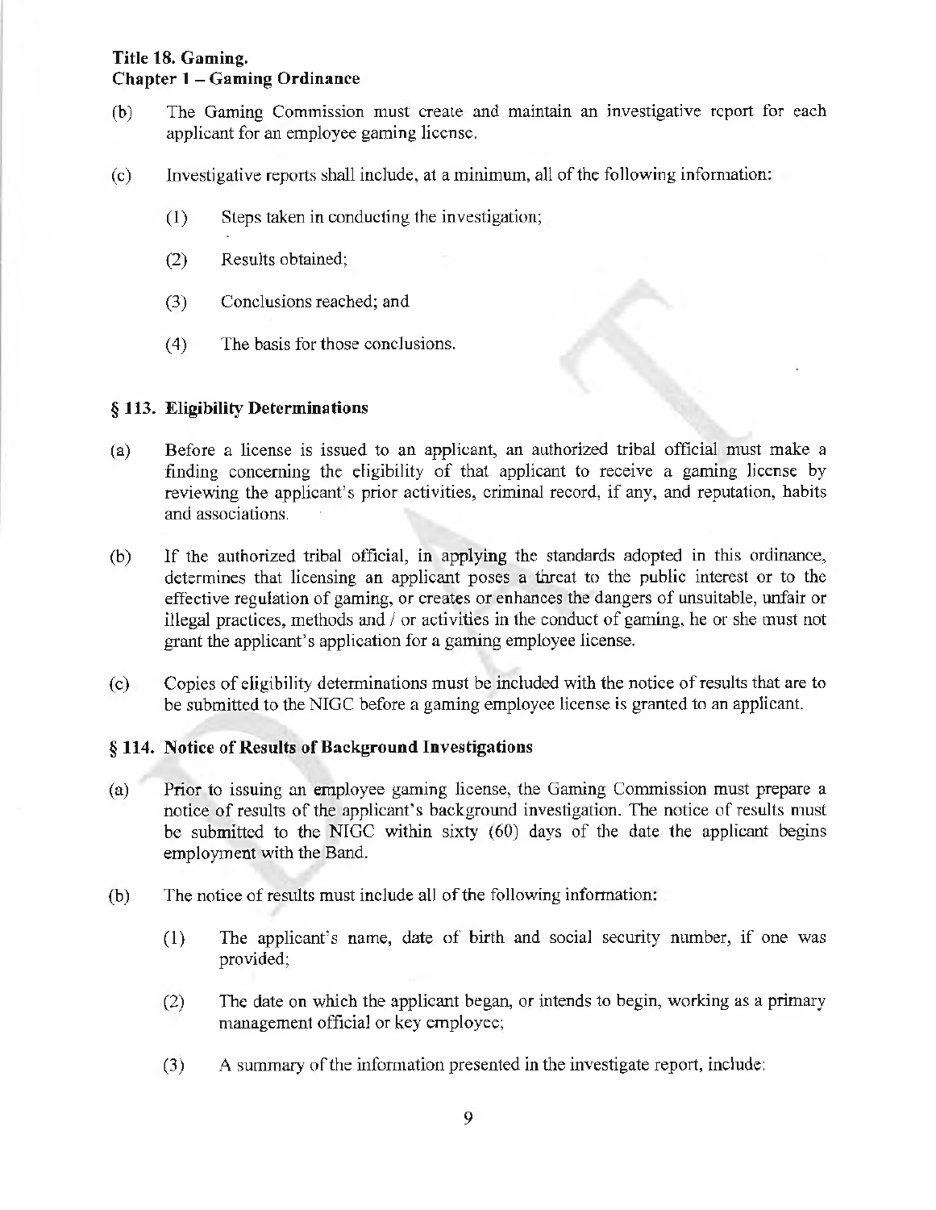(b) The Gaming Commission must create and maintain an investigative report for each applicant for an employee gaming license.

(c) Investigative reports shall include, at a minimum, all of the following information:

 (1) Steps taken in conducting the investigation;

 (2) Results obtained;

 (3) Conclusions reached; and

 (4) The basis for those conclusions.

### § 113. Eligibility Determinations

(a) Before a license is issued to an applicant, an authorized tribal official must make a finding concerning the eligibility of that applicant to receive a gaming license by reviewing the applicant's prior activities, criminal record, if any, and reputation, habits and associations.

(b) If the authorized tribal official, in applying the standards adopted in this ordinance, determines that licensing an applicant poses a threat to the public interest or to the effective regulation of gaming, or creates or enhances the dangers of unsuitable, unfair or illegal practices, methods and / or activities in the conduct of gaming, he or she must not grant the applicant's application for a gaming employee license.

(c) Copies of eligibility determinations must be included with the notice of results that are to be submitted to the NIGC before a gaming employee license is granted to an applicant.

### § 114. Notice of Results of Background Investigations

(a) Prior to issuing an employee gaming license, the Gaming Commission must prepare a notice of results of the applicant's background investigation. The notice of results must be submitted to the NIGC within sixty (60) days of the date the applicant begins employment with the Band.

(b) The notice of results must include all of the following information:

 (1) The applicant's name, date of birth and social security number, if one was provided;

 (2) The date on which the applicant began, or intends to begin, working as a primary management official or key employee;

 (3) A summary of the information presented in the investigate report, include: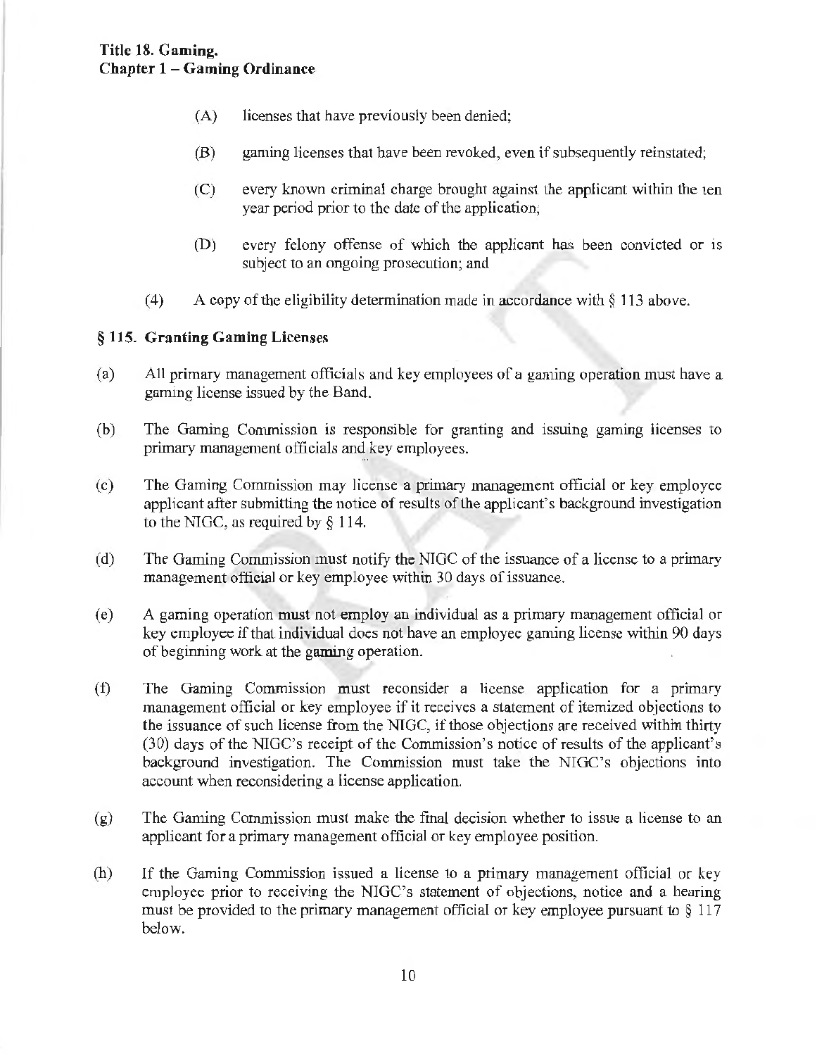(A) licenses that have previously been denied;

(B) gaming licenses that have been revoked, even if subsequently reinstated;

(C) every known criminal charge brought against the applicant within the ten year period prior to the date of the application;

(D) every felony offense of which the applicant has been convicted or is subject to an ongoing prosecution; and

(4) A copy of the eligibility determination made in accordance with § 113 above.

### § 115. Granting Gaming Licenses

(a) All primary management officials and key employees of a gaming operation must have a gaming license issued by the Band.

(b) The Gaming Commission is responsible for granting and issuing gaming licenses to primary management officials and key employees.

(c) The Gaming Commission may license a primary management official or key employee applicant after submitting the notice of results of the applicant's background investigation to the NIGC, as required by § 114.

(d) The Gaming Commission must notify the NIGC of the issuance of a license to a primary management official or key employee within 30 days of issuance.

(e) A gaming operation must not employ an individual as a primary management official or key employee if that individual does not have an employee gaming license within 90 days of beginning work at the gaming operation.

(f) The Gaming Commission must reconsider a license application for a primary management official or key employee if it receives a statement of itemized objections to the issuance of such license from the NIGC, if those objections are received within thirty (30) days of the NIGC's receipt of the Commission's notice of results of the applicant's background investigation. The Commission must take the NIGC's objections into account when reconsidering a license application.

(g) The Gaming Commission must make the final decision whether to issue a license to an applicant for a primary management official or key employee position.

(h) If the Gaming Commission issued a license to a primary management official or key employee prior to receiving the NIGC's statement of objections, notice and a hearing must be provided to the primary management official or key employee pursuant to § 117 below.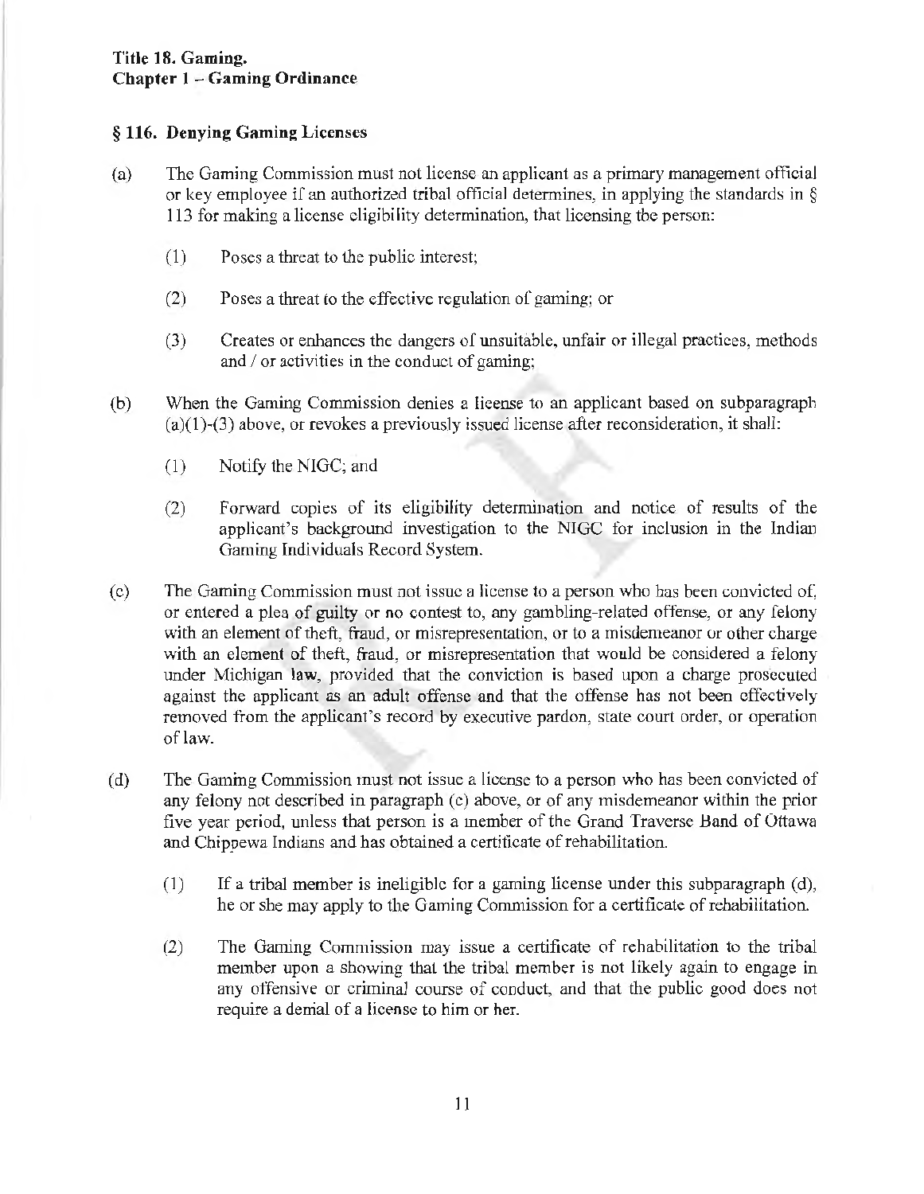**Title 18. Gaming.**
**Chapter 1 – Gaming Ordinance**

### § 116. Denying Gaming Licenses

(a) The Gaming Commission must not license an applicant as a primary management official or key employee if an authorized tribal official determines, in applying the standards in § 113 for making a license eligibility determination, that licensing the person:

(1) Poses a threat to the public interest;

(2) Poses a threat to the effective regulation of gaming; or

(3) Creates or enhances the dangers of unsuitable, unfair or illegal practices, methods and / or activities in the conduct of gaming;

(b) When the Gaming Commission denies a license to an applicant based on subparagraph (a)(1)-(3) above, or revokes a previously issued license after reconsideration, it shall:

(1) Notify the NIGC; and

(2) Forward copies of its eligibility determination and notice of results of the applicant's background investigation to the NIGC for inclusion in the Indian Gaming Individuals Record System.

(c) The Gaming Commission must not issue a license to a person who has been convicted of, or entered a plea of guilty or no contest to, any gambling-related offense, or any felony with an element of theft, fraud, or misrepresentation, or to a misdemeanor or other charge with an element of theft, fraud, or misrepresentation that would be considered a felony under Michigan law, provided that the conviction is based upon a charge prosecuted against the applicant as an adult offense and that the offense has not been effectively removed from the applicant's record by executive pardon, state court order, or operation of law.

(d) The Gaming Commission must not issue a license to a person who has been convicted of any felony not described in paragraph (c) above, or of any misdemeanor within the prior five year period, unless that person is a member of the Grand Traverse Band of Ottawa and Chippewa Indians and has obtained a certificate of rehabilitation.

(1) If a tribal member is ineligible for a gaming license under this subparagraph (d), he or she may apply to the Gaming Commission for a certificate of rehabilitation.

(2) The Gaming Commission may issue a certificate of rehabilitation to the tribal member upon a showing that the tribal member is not likely again to engage in any offensive or criminal course of conduct, and that the public good does not require a denial of a license to him or her.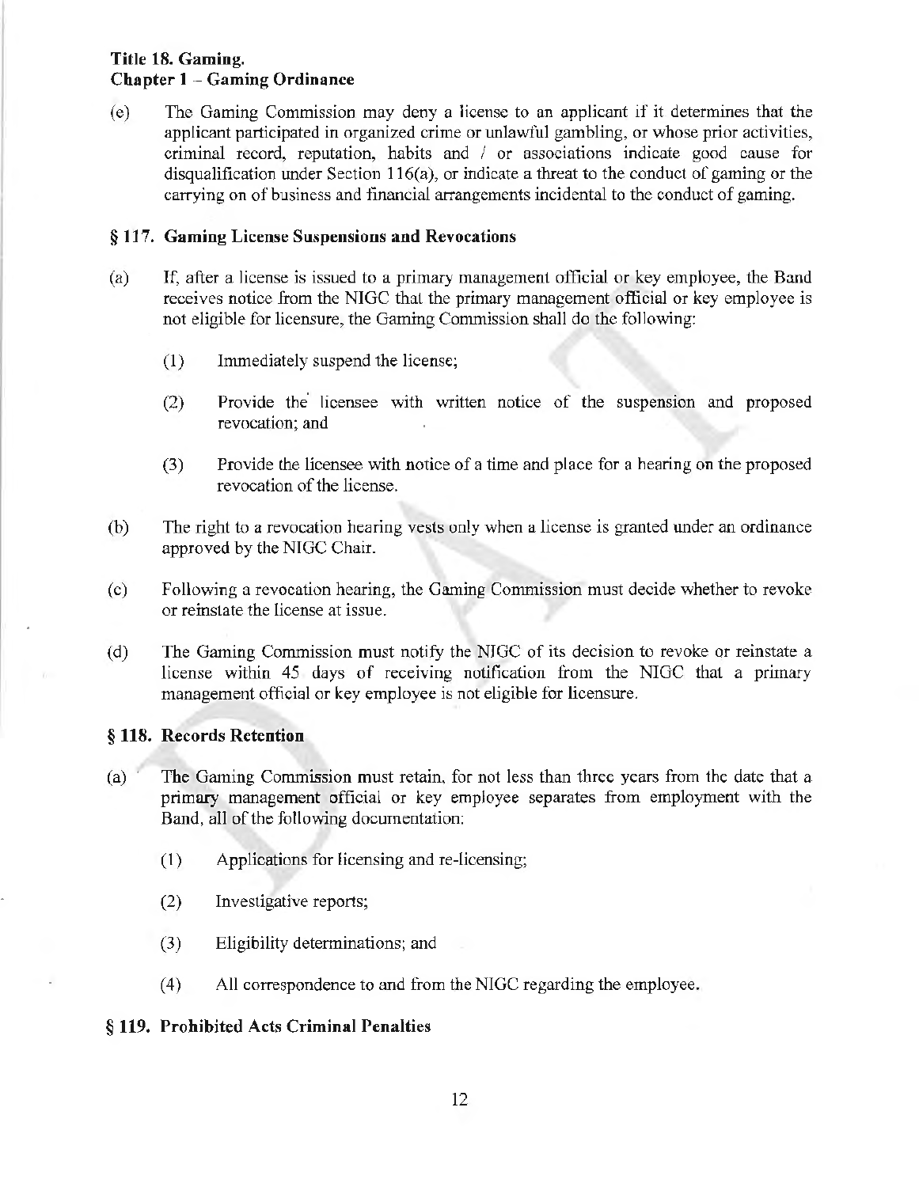(e) The Gaming Commission may deny a license to an applicant if it determines that the applicant participated in organized crime or unlawful gambling, or whose prior activities, criminal record, reputation, habits and / or associations indicate good cause for disqualification under Section 116(a), or indicate a threat to the conduct of gaming or the carrying on of business and financial arrangements incidental to the conduct of gaming.

### § 117. Gaming License Suspensions and Revocations

(a) If, after a license is issued to a primary management official or key employee, the Band receives notice from the NIGC that the primary management official or key employee is not eligible for licensure, the Gaming Commission shall do the following:

(1) Immediately suspend the license;

(2) Provide the licensee with written notice of the suspension and proposed revocation; and

(3) Provide the licensee with notice of a time and place for a hearing on the proposed revocation of the license.

(b) The right to a revocation hearing vests only when a license is granted under an ordinance approved by the NIGC Chair.

(c) Following a revocation hearing, the Gaming Commission must decide whether to revoke or reinstate the license at issue.

(d) The Gaming Commission must notify the NIGC of its decision to revoke or reinstate a license within 45 days of receiving notification from the NIGC that a primary management official or key employee is not eligible for licensure.

### § 118. Records Retention

(a) The Gaming Commission must retain, for not less than three years from the date that a primary management official or key employee separates from employment with the Band, all of the following documentation:

(1) Applications for licensing and re-licensing;

(2) Investigative reports;

(3) Eligibility determinations; and

(4) All correspondence to and from the NIGC regarding the employee.

### § 119. Prohibited Acts Criminal Penalties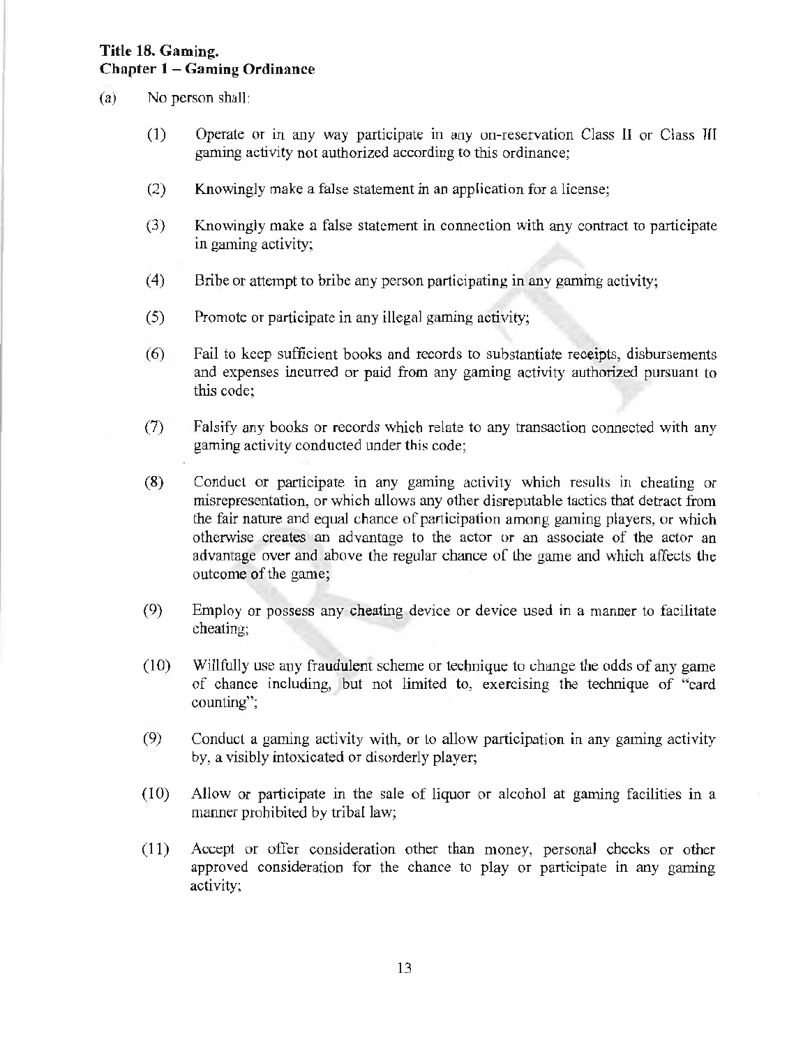**Title 18. Gaming.**
**Chapter 1 – Gaming Ordinance**

(a) No person shall:

(1) Operate or in any way participate in any on-reservation Class II or Class III gaming activity not authorized according to this ordinance;

(2) Knowingly make a false statement in an application for a license;

(3) Knowingly make a false statement in connection with any contract to participate in gaming activity;

(4) Bribe or attempt to bribe any person participating in any gaming activity;

(5) Promote or participate in any illegal gaming activity;

(6) Fail to keep sufficient books and records to substantiate receipts, disbursements and expenses incurred or paid from any gaming activity authorized pursuant to this code;

(7) Falsify any books or records which relate to any transaction connected with any gaming activity conducted under this code;

(8) Conduct or participate in any gaming activity which results in cheating or misrepresentation, or which allows any other disreputable tactics that detract from the fair nature and equal chance of participation among gaming players, or which otherwise creates an advantage to the actor or an associate of the actor an advantage over and above the regular chance of the game and which affects the outcome of the game;

(9) Employ or possess any cheating device or device used in a manner to facilitate cheating;

(10) Willfully use any fraudulent scheme or technique to change the odds of any game of chance including, but not limited to, exercising the technique of "card counting";

(9) Conduct a gaming activity with, or to allow participation in any gaming activity by, a visibly intoxicated or disorderly player;

(10) Allow or participate in the sale of liquor or alcohol at gaming facilities in a manner prohibited by tribal law;

(11) Accept or offer consideration other than money, personal checks or other approved consideration for the chance to play or participate in any gaming activity;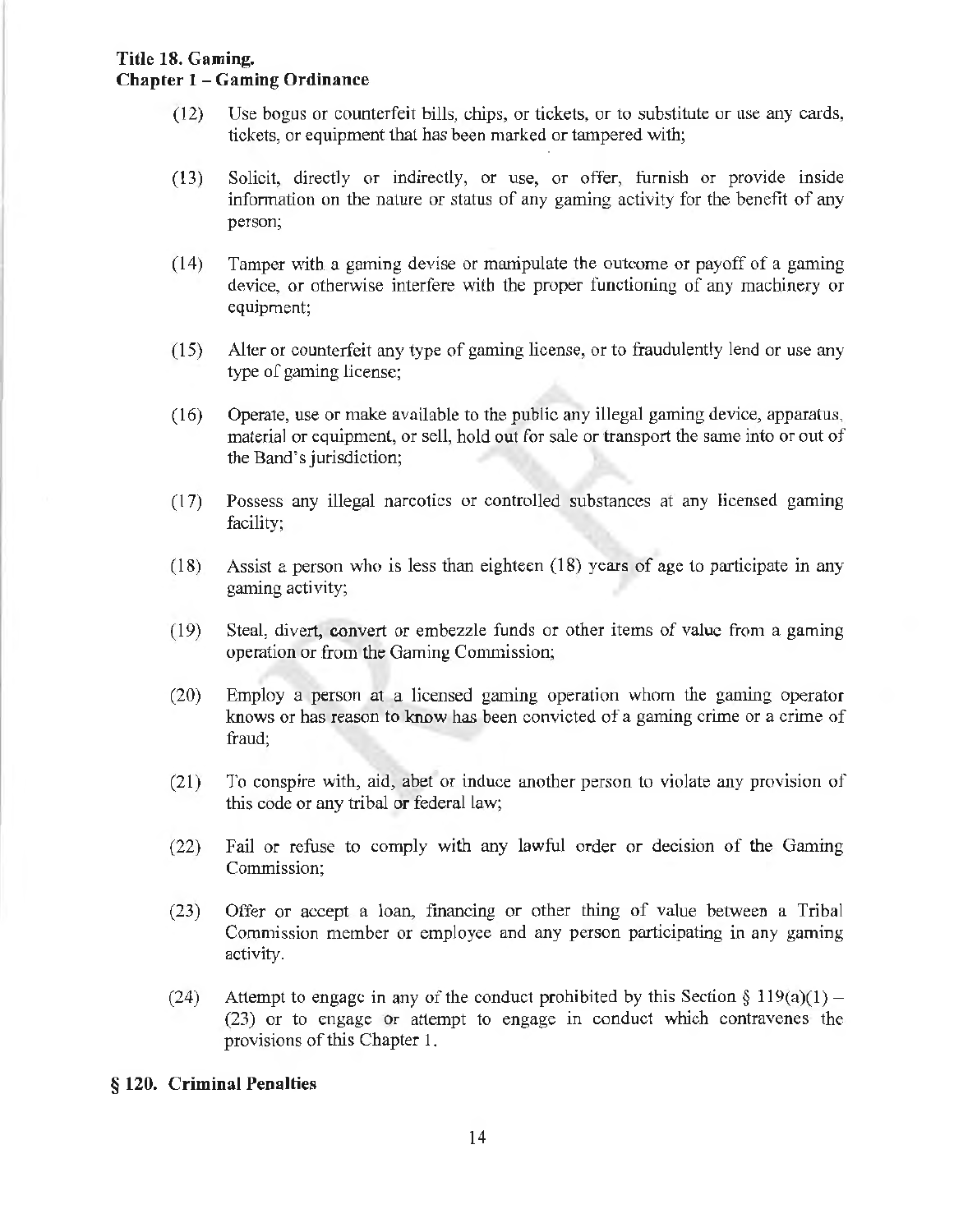(12) Use bogus or counterfeit bills, chips, or tickets, or to substitute or use any cards, tickets, or equipment that has been marked or tampered with;

(13) Solicit, directly or indirectly, or use, or offer, furnish or provide inside information on the nature or status of any gaming activity for the benefit of any person;

(14) Tamper with a gaming devise or manipulate the outcome or payoff of a gaming device, or otherwise interfere with the proper functioning of any machinery or equipment;

(15) Alter or counterfeit any type of gaming license, or to fraudulently lend or use any type of gaming license;

(16) Operate, use or make available to the public any illegal gaming device, apparatus, material or equipment, or sell, hold out for sale or transport the same into or out of the Band's jurisdiction;

(17) Possess any illegal narcotics or controlled substances at any licensed gaming facility;

(18) Assist a person who is less than eighteen (18) years of age to participate in any gaming activity;

(19) Steal, divert, convert or embezzle funds or other items of value from a gaming operation or from the Gaming Commission;

(20) Employ a person at a licensed gaming operation whom the gaming operator knows or has reason to know has been convicted of a gaming crime or a crime of fraud;

(21) To conspire with, aid, abet or induce another person to violate any provision of this code or any tribal or federal law;

(22) Fail or refuse to comply with any lawful order or decision of the Gaming Commission;

(23) Offer or accept a loan, financing or other thing of value between a Tribal Commission member or employee and any person participating in any gaming activity.

(24) Attempt to engage in any of the conduct prohibited by this Section § 119(a)(1) – (23) or to engage or attempt to engage in conduct which contravenes the provisions of this Chapter 1.

## § 120. Criminal Penalties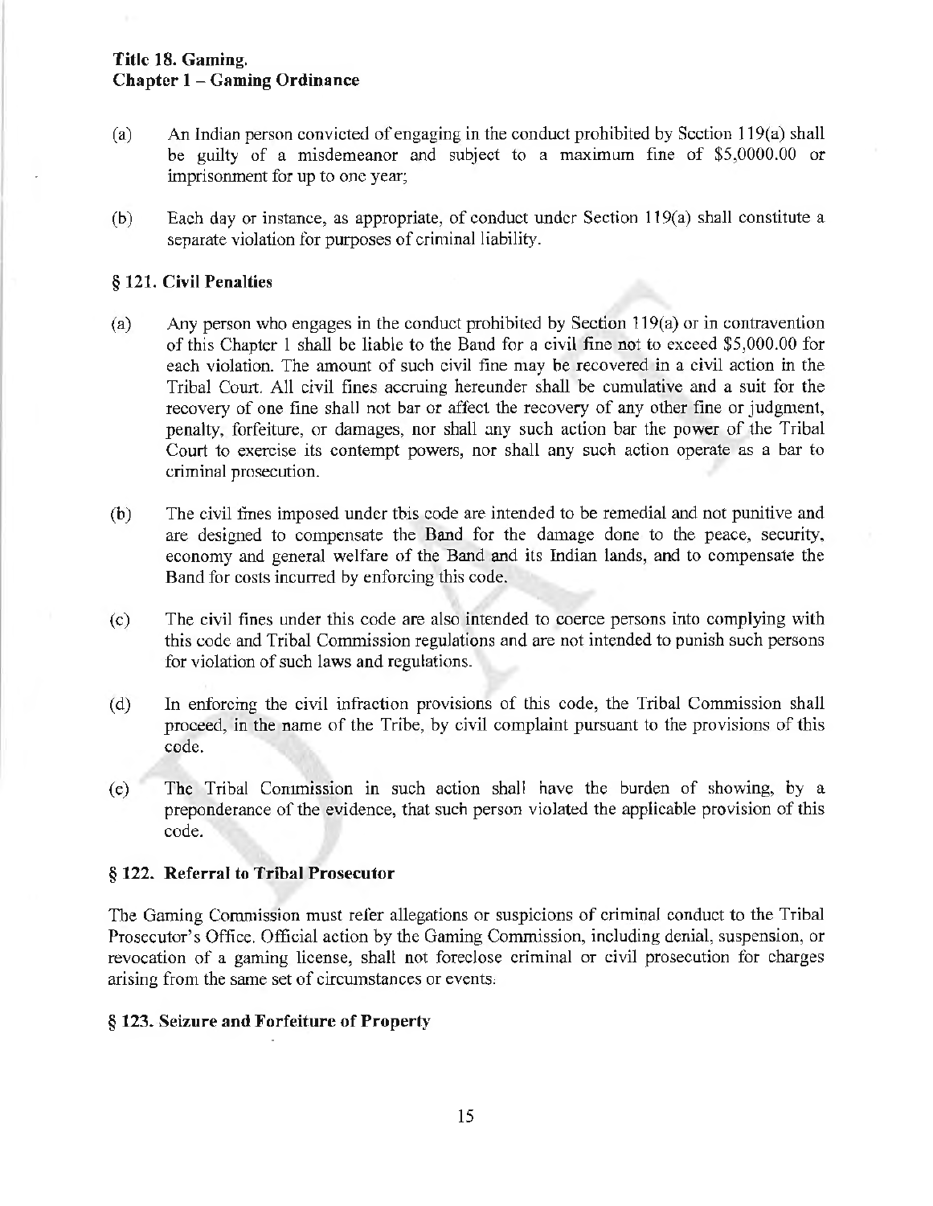(a) An Indian person convicted of engaging in the conduct prohibited by Section 119(a) shall be guilty of a misdemeanor and subject to a maximum fine of $5,0000.00 or imprisonment for up to one year;

(b) Each day or instance, as appropriate, of conduct under Section 119(a) shall constitute a separate violation for purposes of criminal liability.

### § 121. Civil Penalties

(a) Any person who engages in the conduct prohibited by Section 119(a) or in contravention of this Chapter 1 shall be liable to the Band for a civil fine not to exceed $5,000.00 for each violation. The amount of such civil fine may be recovered in a civil action in the Tribal Court. All civil fines accruing hereunder shall be cumulative and a suit for the recovery of one fine shall not bar or affect the recovery of any other fine or judgment, penalty, forfeiture, or damages, nor shall any such action bar the power of the Tribal Court to exercise its contempt powers, nor shall any such action operate as a bar to criminal prosecution.

(b) The civil fines imposed under this code are intended to be remedial and not punitive and are designed to compensate the Band for the damage done to the peace, security, economy and general welfare of the Band and its Indian lands, and to compensate the Band for costs incurred by enforcing this code.

(c) The civil fines under this code are also intended to coerce persons into complying with this code and Tribal Commission regulations and are not intended to punish such persons for violation of such laws and regulations.

(d) In enforcing the civil infraction provisions of this code, the Tribal Commission shall proceed, in the name of the Tribe, by civil complaint pursuant to the provisions of this code.

(e) The Tribal Commission in such action shall have the burden of showing, by a preponderance of the evidence, that such person violated the applicable provision of this code.

### § 122. Referral to Tribal Prosecutor

The Gaming Commission must refer allegations or suspicions of criminal conduct to the Tribal Prosecutor's Office. Official action by the Gaming Commission, including denial, suspension, or revocation of a gaming license, shall not foreclose criminal or civil prosecution for charges arising from the same set of circumstances or events.

### § 123. Seizure and Forfeiture of Property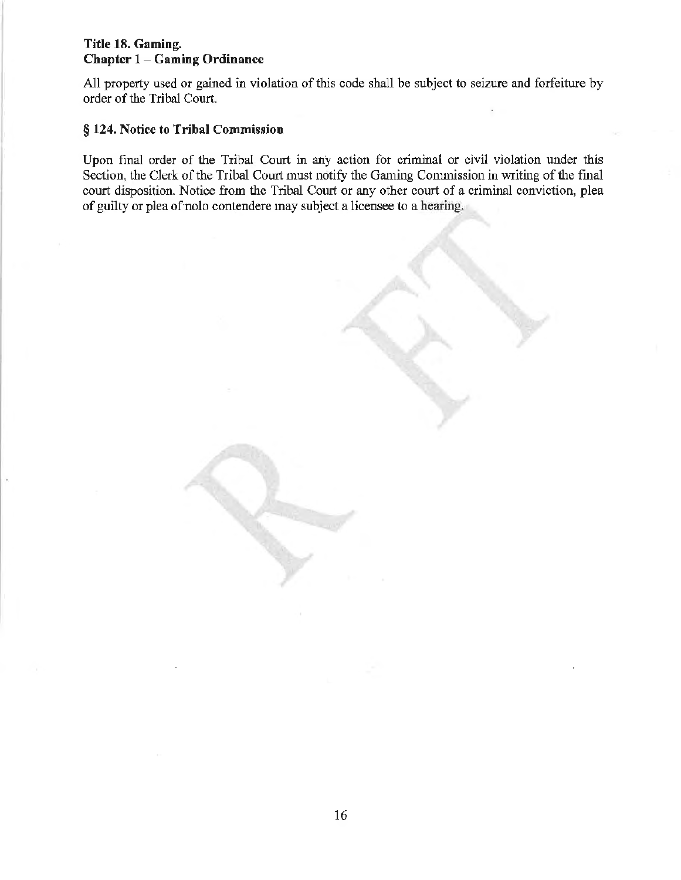All property used or gained in violation of this code shall be subject to seizure and forfeiture by order of the Tribal Court.

### § 124. Notice to Tribal Commission

Upon final order of the Tribal Court in any action for criminal or civil violation under this Section, the Clerk of the Tribal Court must notify the Gaming Commission in writing of the final court disposition. Notice from the Tribal Court or any other court of a criminal conviction, plea of guilty or plea of nolo contendere may subject a licensee to a hearing.